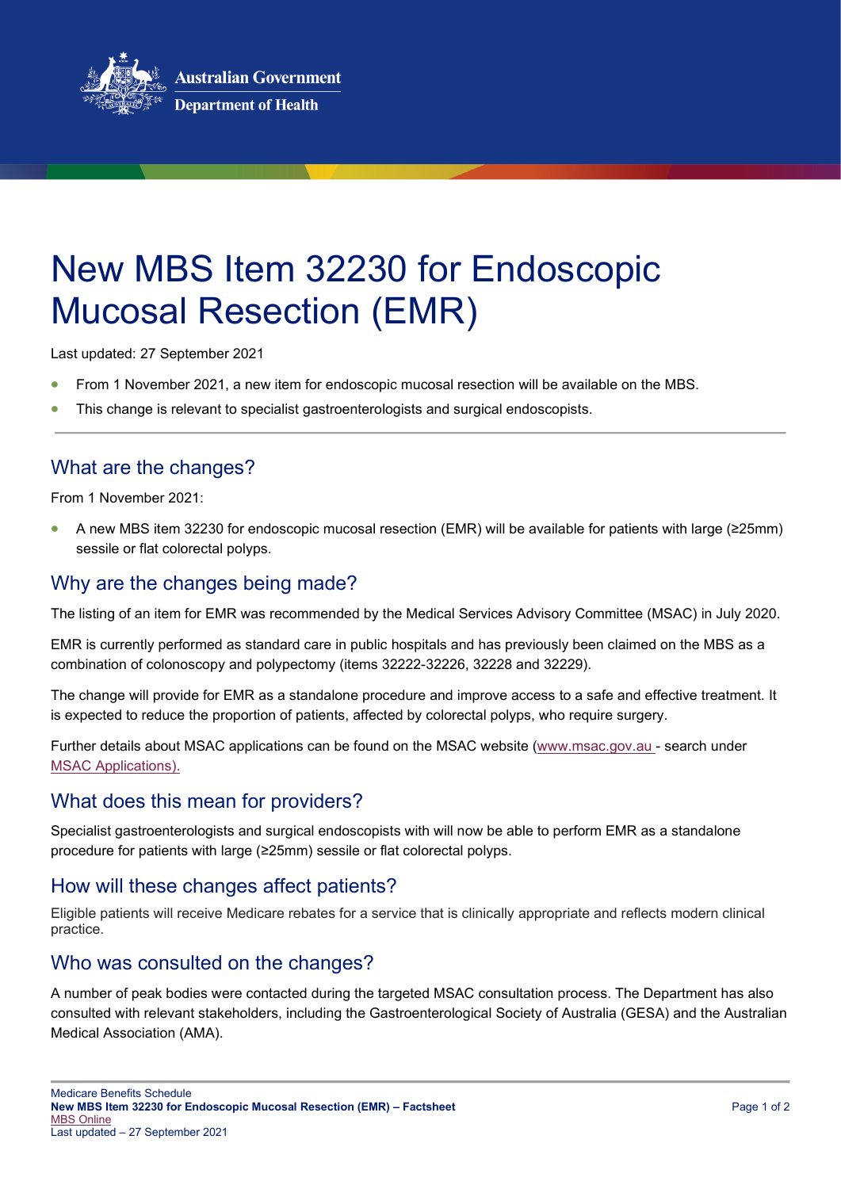# New MBS Item 32230 for Endoscopic Mucosal Resection (EMR)

Last updated: 27 September 2021

- From 1 November 2021, a new item for endoscopic mucosal resection will be available on the MBS.
- This change is relevant to specialist gastroenterologists and surgical endoscopists.

## What are the changes?

From 1 November 2021:

- A new MBS item 32230 for endoscopic mucosal resection (EMR) will be available for patients with large (≥25mm) sessile or flat colorectal polyps.

## Why are the changes being made?

The listing of an item for EMR was recommended by the Medical Services Advisory Committee (MSAC) in July 2020.

EMR is currently performed as standard care in public hospitals and has previously been claimed on the MBS as a combination of colonoscopy and polypectomy (items 32222-32226, 32228 and 32229).

The change will provide for EMR as a standalone procedure and improve access to a safe and effective treatment. It is expected to reduce the proportion of patients, affected by colorectal polyps, who require surgery.

Further details about MSAC applications can be found on the MSAC website (www.msac.gov.au - search under MSAC Applications).

## What does this mean for providers?

Specialist gastroenterologists and surgical endoscopists with will now be able to perform EMR as a standalone procedure for patients with large (≥25mm) sessile or flat colorectal polyps.

## How will these changes affect patients?

Eligible patients will receive Medicare rebates for a service that is clinically appropriate and reflects modern clinical practice.

## Who was consulted on the changes?

A number of peak bodies were contacted during the targeted MSAC consultation process. The Department has also consulted with relevant stakeholders, including the Gastroenterological Society of Australia (GESA) and the Australian Medical Association (AMA).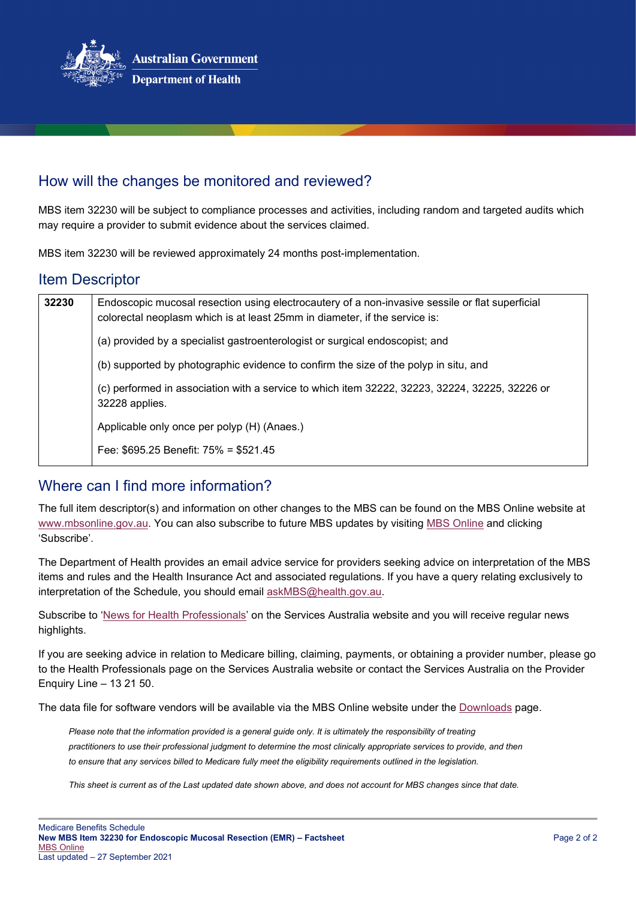## How will the changes be monitored and reviewed?

MBS item 32230 will be subject to compliance processes and activities, including random and targeted audits which may require a provider to submit evidence about the services claimed.

MBS item 32230 will be reviewed approximately 24 months post-implementation.

## Item Descriptor

| | |
|---|---|
| **32230** | Endoscopic mucosal resection using electrocautery of a non-invasive sessile or flat superficial colorectal neoplasm which is at least 25mm in diameter, if the service is:<br><br>(a) provided by a specialist gastroenterologist or surgical endoscopist; and<br><br>(b) supported by photographic evidence to confirm the size of the polyp in situ, and<br><br>(c) performed in association with a service to which item 32222, 32223, 32224, 32225, 32226 or 32228 applies.<br><br>Applicable only once per polyp (H) (Anaes.)<br><br>Fee: $695.25 Benefit: 75% = $521.45 |

## Where can I find more information?

The full item descriptor(s) and information on other changes to the MBS can be found on the MBS Online website at www.mbsonline.gov.au. You can also subscribe to future MBS updates by visiting MBS Online and clicking 'Subscribe'.

The Department of Health provides an email advice service for providers seeking advice on interpretation of the MBS items and rules and the Health Insurance Act and associated regulations. If you have a query relating exclusively to interpretation of the Schedule, you should email askMBS@health.gov.au.

Subscribe to 'News for Health Professionals' on the Services Australia website and you will receive regular news highlights.

If you are seeking advice in relation to Medicare billing, claiming, payments, or obtaining a provider number, please go to the Health Professionals page on the Services Australia website or contact the Services Australia on the Provider Enquiry Line – 13 21 50.

The data file for software vendors will be available via the MBS Online website under the Downloads page.

*Please note that the information provided is a general guide only. It is ultimately the responsibility of treating practitioners to use their professional judgment to determine the most clinically appropriate services to provide, and then to ensure that any services billed to Medicare fully meet the eligibility requirements outlined in the legislation.*

*This sheet is current as of the Last updated date shown above, and does not account for MBS changes since that date.*